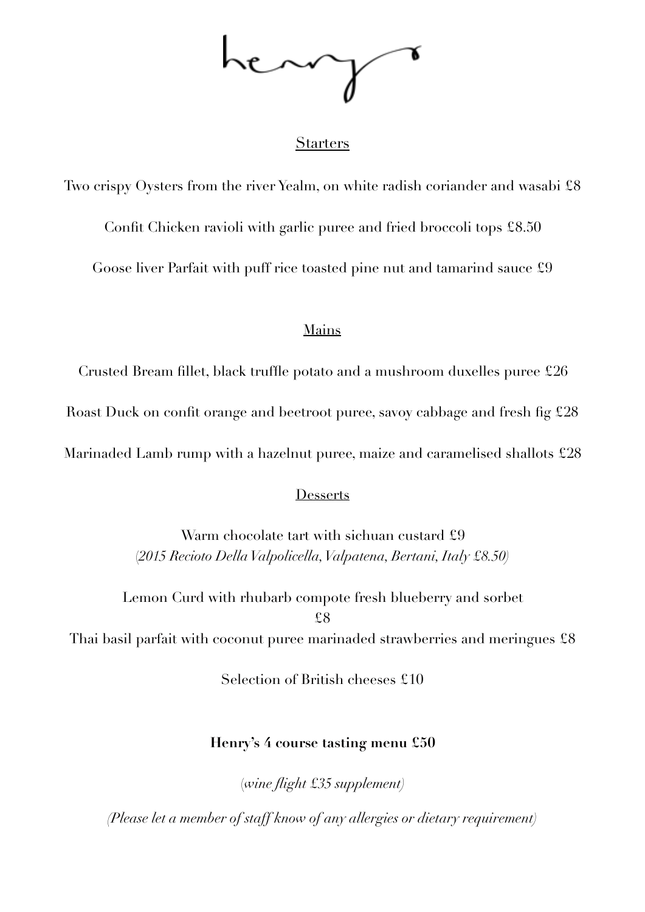# henry's

## Starters

Two crispy Oysters from the river Yealm, on white radish coriander and wasabi £8

Confit Chicken ravioli with garlic puree and fried broccoli tops £8.50

Goose liver Parfait with puff rice toasted pine nut and tamarind sauce £9

## Mains

Crusted Bream fillet, black truffle potato and a mushroom duxelles puree £26

Roast Duck on confit orange and beetroot puree, savoy cabbage and fresh fig £28

Marinaded Lamb rump with a hazelnut puree, maize and caramelised shallots £28

## Desserts

Warm chocolate tart with sichuan custard £9
*(2015 Recioto Della Valpolicella, Valpatena, Bertani, Italy £8.50)*

Lemon Curd with rhubarb compote fresh blueberry and sorbet
£8

Thai basil parfait with coconut puree marinaded strawberries and meringues £8

Selection of British cheeses £10

**Henry's 4 course tasting menu £50**

*(wine flight £35 supplement)*

*(Please let a member of staff know of any allergies or dietary requirement)*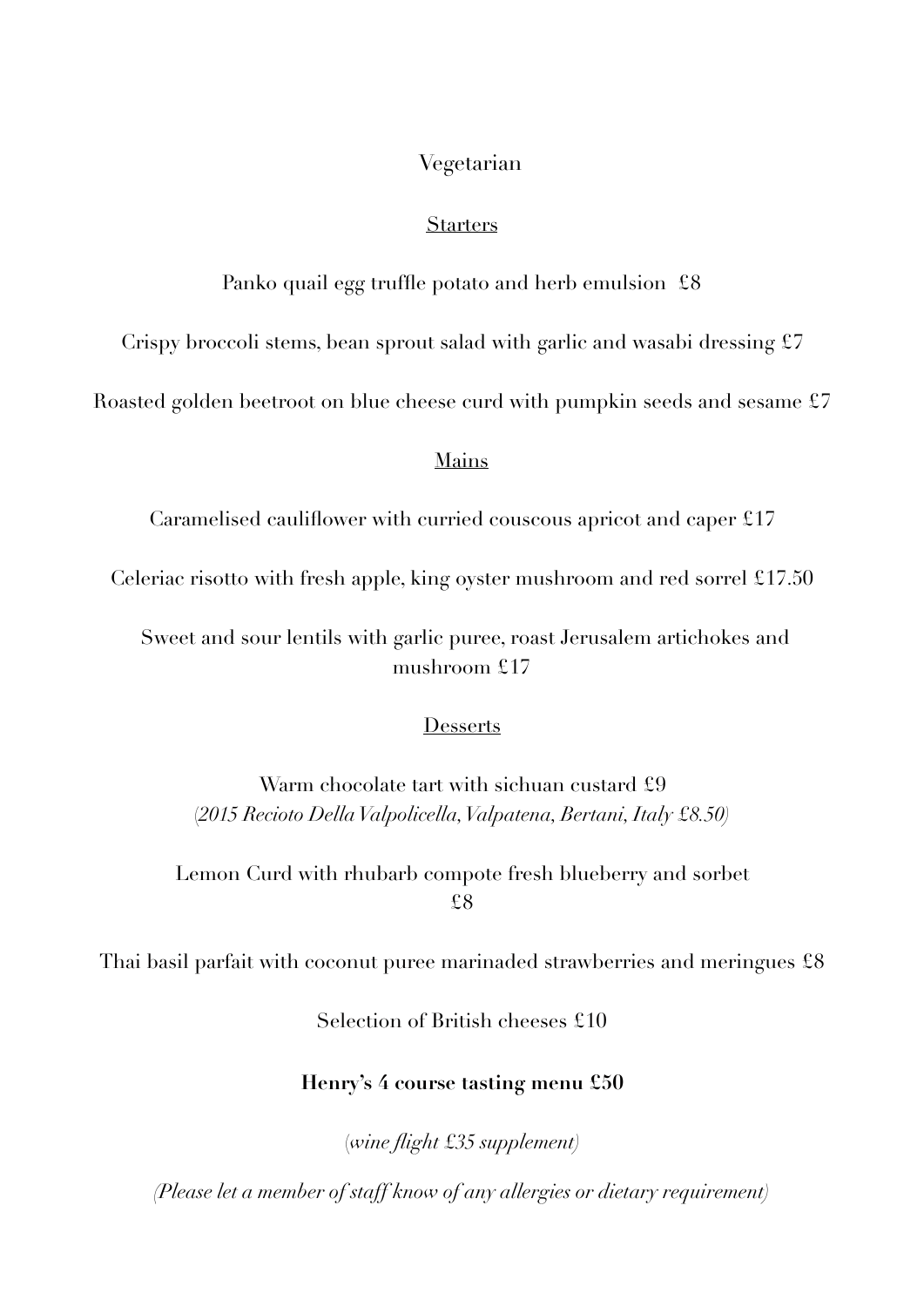# Vegetarian

## Starters

Panko quail egg truffle potato and herb emulsion £8

Crispy broccoli stems, bean sprout salad with garlic and wasabi dressing £7

Roasted golden beetroot on blue cheese curd with pumpkin seeds and sesame £7

## Mains

Caramelised cauliflower with curried couscous apricot and caper £17

Celeriac risotto with fresh apple, king oyster mushroom and red sorrel £17.50

Sweet and sour lentils with garlic puree, roast Jerusalem artichokes and mushroom £17

## Desserts

Warm chocolate tart with sichuan custard £9
*(2015 Recioto Della Valpolicella, Valpatena, Bertani, Italy £8.50)*

Lemon Curd with rhubarb compote fresh blueberry and sorbet £8

Thai basil parfait with coconut puree marinaded strawberries and meringues £8

Selection of British cheeses £10

**Henry's 4 course tasting menu £50**

*(wine flight £35 supplement)*

*(Please let a member of staff know of any allergies or dietary requirement)*